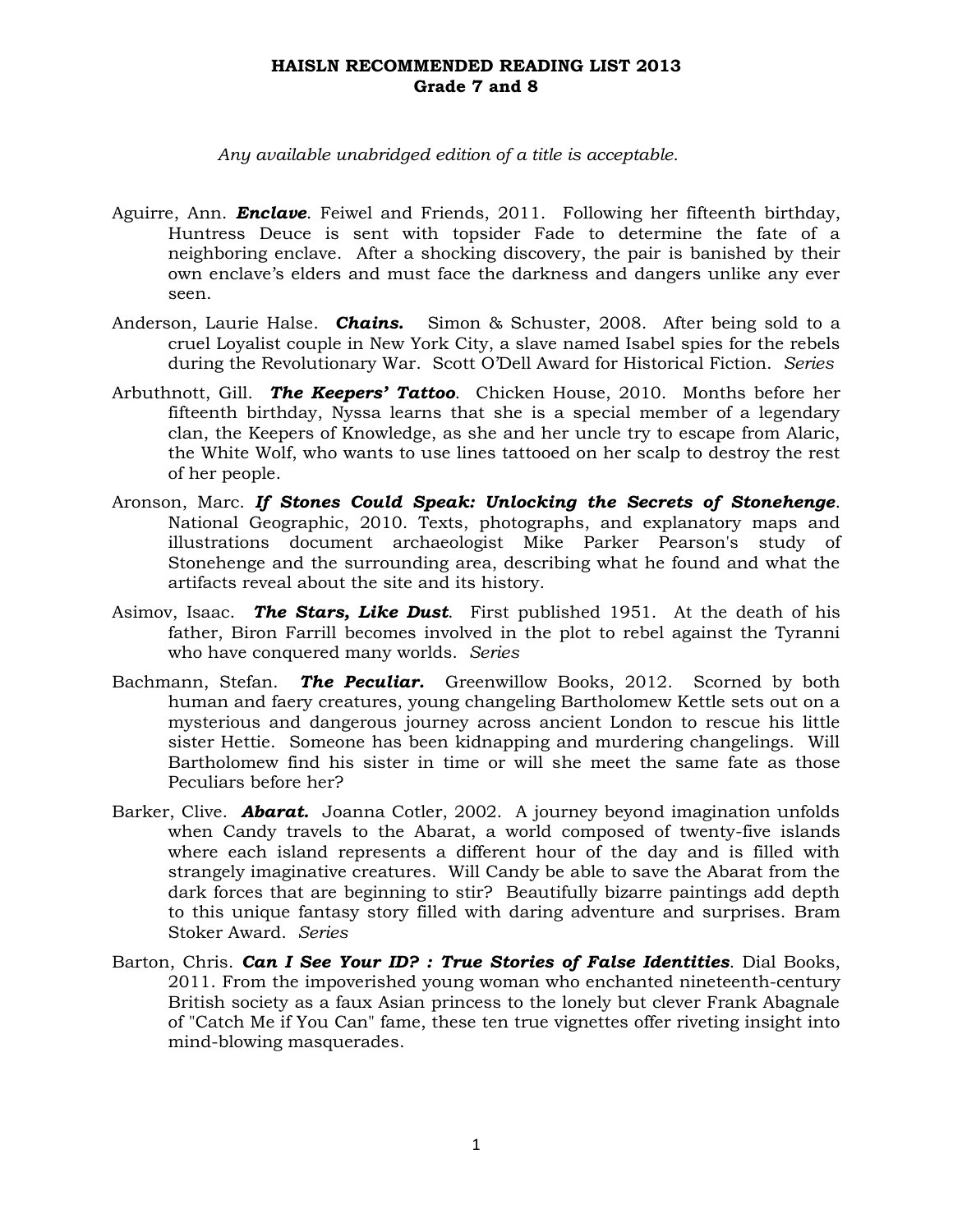# HAISLN RECOMMENDED READING LIST 2013
## Grade 7 and 8

*Any available unabridged edition of a title is acceptable.*

Aguirre, Ann. ***Enclave***. Feiwel and Friends, 2011. Following her fifteenth birthday, Huntress Deuce is sent with topsider Fade to determine the fate of a neighboring enclave. After a shocking discovery, the pair is banished by their own enclave's elders and must face the darkness and dangers unlike any ever seen.

Anderson, Laurie Halse. ***Chains.*** Simon & Schuster, 2008. After being sold to a cruel Loyalist couple in New York City, a slave named Isabel spies for the rebels during the Revolutionary War. Scott O'Dell Award for Historical Fiction. *Series*

Arbuthnott, Gill. ***The Keepers' Tattoo***. Chicken House, 2010. Months before her fifteenth birthday, Nyssa learns that she is a special member of a legendary clan, the Keepers of Knowledge, as she and her uncle try to escape from Alaric, the White Wolf, who wants to use lines tattooed on her scalp to destroy the rest of her people.

Aronson, Marc. ***If Stones Could Speak: Unlocking the Secrets of Stonehenge***. National Geographic, 2010. Texts, photographs, and explanatory maps and illustrations document archaeologist Mike Parker Pearson's study of Stonehenge and the surrounding area, describing what he found and what the artifacts reveal about the site and its history.

Asimov, Isaac. ***The Stars, Like Dust***. First published 1951. At the death of his father, Biron Farrill becomes involved in the plot to rebel against the Tyranni who have conquered many worlds. *Series*

Bachmann, Stefan. ***The Peculiar.*** Greenwillow Books, 2012. Scorned by both human and faery creatures, young changeling Bartholomew Kettle sets out on a mysterious and dangerous journey across ancient London to rescue his little sister Hettie. Someone has been kidnapping and murdering changelings. Will Bartholomew find his sister in time or will she meet the same fate as those Peculiars before her?

Barker, Clive. ***Abarat.*** Joanna Cotler, 2002. A journey beyond imagination unfolds when Candy travels to the Abarat, a world composed of twenty-five islands where each island represents a different hour of the day and is filled with strangely imaginative creatures. Will Candy be able to save the Abarat from the dark forces that are beginning to stir? Beautifully bizarre paintings add depth to this unique fantasy story filled with daring adventure and surprises. Bram Stoker Award. *Series*

Barton, Chris. ***Can I See Your ID? : True Stories of False Identities***. Dial Books, 2011. From the impoverished young woman who enchanted nineteenth-century British society as a faux Asian princess to the lonely but clever Frank Abagnale of "Catch Me if You Can" fame, these ten true vignettes offer riveting insight into mind-blowing masquerades.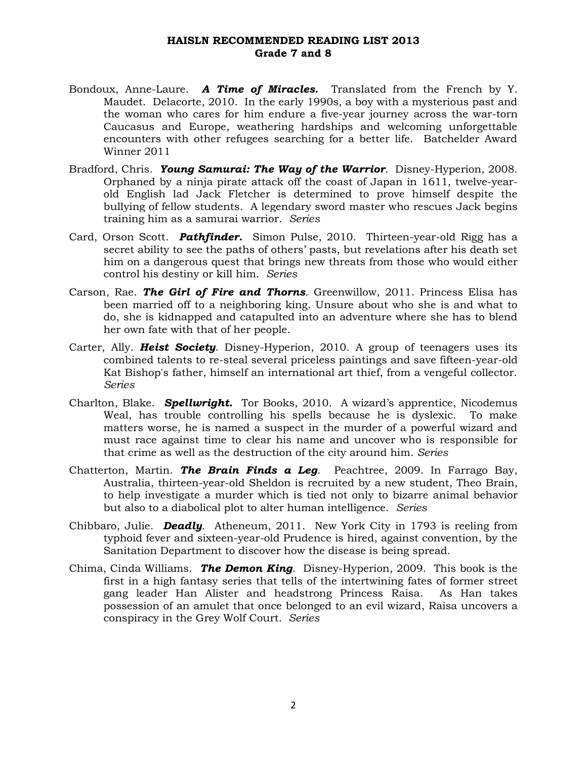# HAISLN RECOMMENDED READING LIST 2013
## Grade 7 and 8

Bondoux, Anne-Laure. ***A Time of Miracles.*** Translated from the French by Y. Maudet. Delacorte, 2010. In the early 1990s, a boy with a mysterious past and the woman who cares for him endure a five-year journey across the war-torn Caucasus and Europe, weathering hardships and welcoming unforgettable encounters with other refugees searching for a better life. Batchelder Award Winner 2011

Bradford, Chris. ***Young Samurai: The Way of the Warrior***. Disney-Hyperion, 2008. Orphaned by a ninja pirate attack off the coast of Japan in 1611, twelve-year-old English lad Jack Fletcher is determined to prove himself despite the bullying of fellow students. A legendary sword master who rescues Jack begins training him as a samurai warrior. *Series*

Card, Orson Scott. ***Pathfinder.*** Simon Pulse, 2010. Thirteen-year-old Rigg has a secret ability to see the paths of others' pasts, but revelations after his death set him on a dangerous quest that brings new threats from those who would either control his destiny or kill him. *Series*

Carson, Rae. ***The Girl of Fire and Thorns***. Greenwillow, 2011. Princess Elisa has been married off to a neighboring king. Unsure about who she is and what to do, she is kidnapped and catapulted into an adventure where she has to blend her own fate with that of her people.

Carter, Ally. ***Heist Society***. Disney-Hyperion, 2010. A group of teenagers uses its combined talents to re-steal several priceless paintings and save fifteen-year-old Kat Bishop's father, himself an international art thief, from a vengeful collector. *Series*

Charlton, Blake. ***Spellwright.*** Tor Books, 2010. A wizard's apprentice, Nicodemus Weal, has trouble controlling his spells because he is dyslexic. To make matters worse, he is named a suspect in the murder of a powerful wizard and must race against time to clear his name and uncover who is responsible for that crime as well as the destruction of the city around him. *Series*

Chatterton, Martin. ***The Brain Finds a Leg***. Peachtree, 2009. In Farrago Bay, Australia, thirteen-year-old Sheldon is recruited by a new student, Theo Brain, to help investigate a murder which is tied not only to bizarre animal behavior but also to a diabolical plot to alter human intelligence. *Series*

Chibbaro, Julie. ***Deadly***. Atheneum, 2011. New York City in 1793 is reeling from typhoid fever and sixteen-year-old Prudence is hired, against convention, by the Sanitation Department to discover how the disease is being spread.

Chima, Cinda Williams. ***The Demon King***. Disney-Hyperion, 2009. This book is the first in a high fantasy series that tells of the intertwining fates of former street gang leader Han Alister and headstrong Princess Raisa. As Han takes possession of an amulet that once belonged to an evil wizard, Raisa uncovers a conspiracy in the Grey Wolf Court. *Series*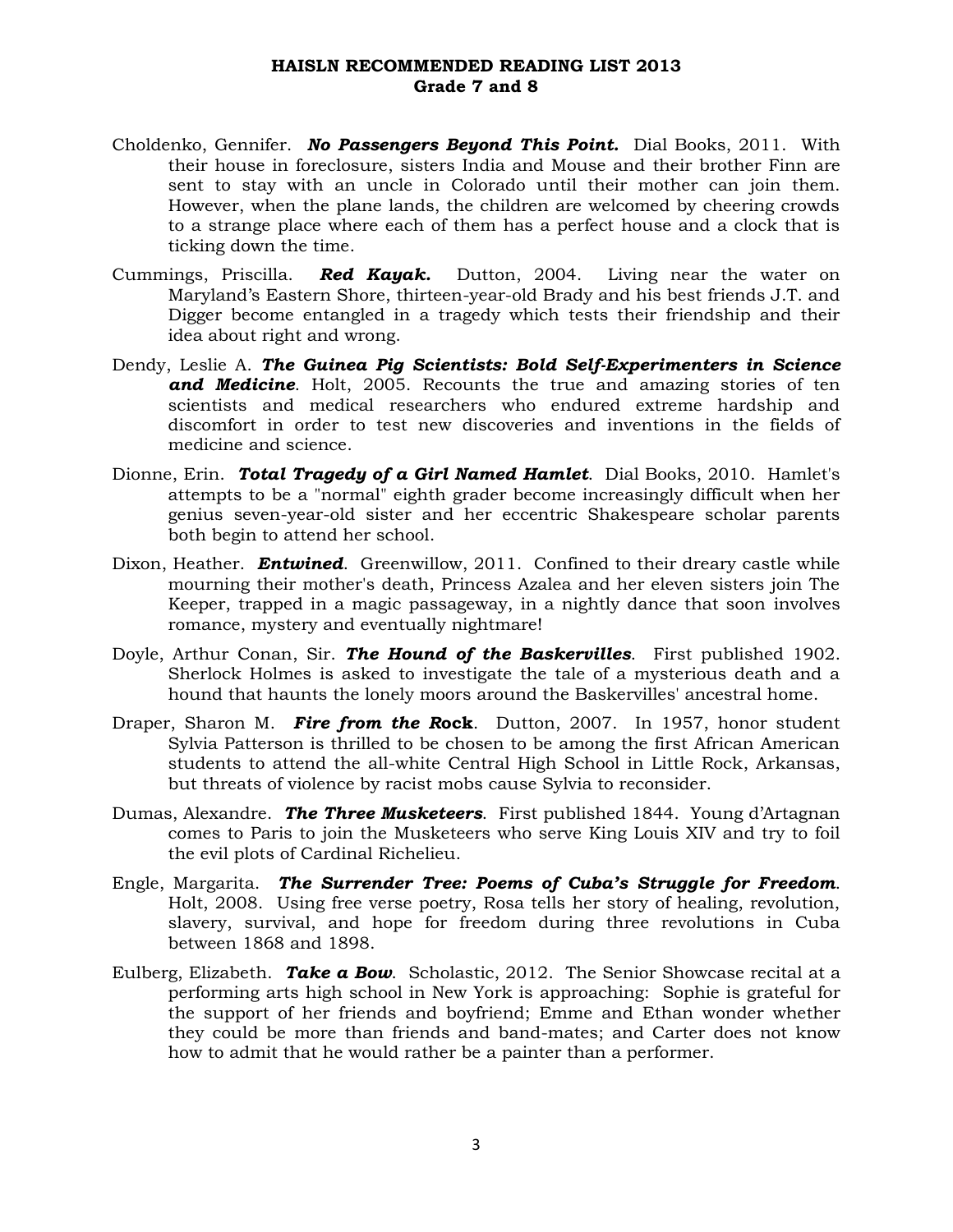**HAISLN RECOMMENDED READING LIST 2013**
**Grade 7 and 8**

Choldenko, Gennifer. ***No Passengers Beyond This Point.*** Dial Books, 2011. With their house in foreclosure, sisters India and Mouse and their brother Finn are sent to stay with an uncle in Colorado until their mother can join them. However, when the plane lands, the children are welcomed by cheering crowds to a strange place where each of them has a perfect house and a clock that is ticking down the time.

Cummings, Priscilla. ***Red Kayak.*** Dutton, 2004. Living near the water on Maryland's Eastern Shore, thirteen-year-old Brady and his best friends J.T. and Digger become entangled in a tragedy which tests their friendship and their idea about right and wrong.

Dendy, Leslie A. ***The Guinea Pig Scientists: Bold Self-Experimenters in Science and Medicine***. Holt, 2005. Recounts the true and amazing stories of ten scientists and medical researchers who endured extreme hardship and discomfort in order to test new discoveries and inventions in the fields of medicine and science.

Dionne, Erin. ***Total Tragedy of a Girl Named Hamlet***. Dial Books, 2010. Hamlet's attempts to be a "normal" eighth grader become increasingly difficult when her genius seven-year-old sister and her eccentric Shakespeare scholar parents both begin to attend her school.

Dixon, Heather. ***Entwined***. Greenwillow, 2011. Confined to their dreary castle while mourning their mother's death, Princess Azalea and her eleven sisters join The Keeper, trapped in a magic passageway, in a nightly dance that soon involves romance, mystery and eventually nightmare!

Doyle, Arthur Conan, Sir. ***The Hound of the Baskervilles***. First published 1902. Sherlock Holmes is asked to investigate the tale of a mysterious death and a hound that haunts the lonely moors around the Baskervilles' ancestral home.

Draper, Sharon M. ***Fire from the Rock***. Dutton, 2007. In 1957, honor student Sylvia Patterson is thrilled to be chosen to be among the first African American students to attend the all-white Central High School in Little Rock, Arkansas, but threats of violence by racist mobs cause Sylvia to reconsider.

Dumas, Alexandre. ***The Three Musketeers***. First published 1844. Young d'Artagnan comes to Paris to join the Musketeers who serve King Louis XIV and try to foil the evil plots of Cardinal Richelieu.

Engle, Margarita. ***The Surrender Tree: Poems of Cuba's Struggle for Freedom***. Holt, 2008. Using free verse poetry, Rosa tells her story of healing, revolution, slavery, survival, and hope for freedom during three revolutions in Cuba between 1868 and 1898.

Eulberg, Elizabeth. ***Take a Bow***. Scholastic, 2012. The Senior Showcase recital at a performing arts high school in New York is approaching: Sophie is grateful for the support of her friends and boyfriend; Emme and Ethan wonder whether they could be more than friends and band-mates; and Carter does not know how to admit that he would rather be a painter than a performer.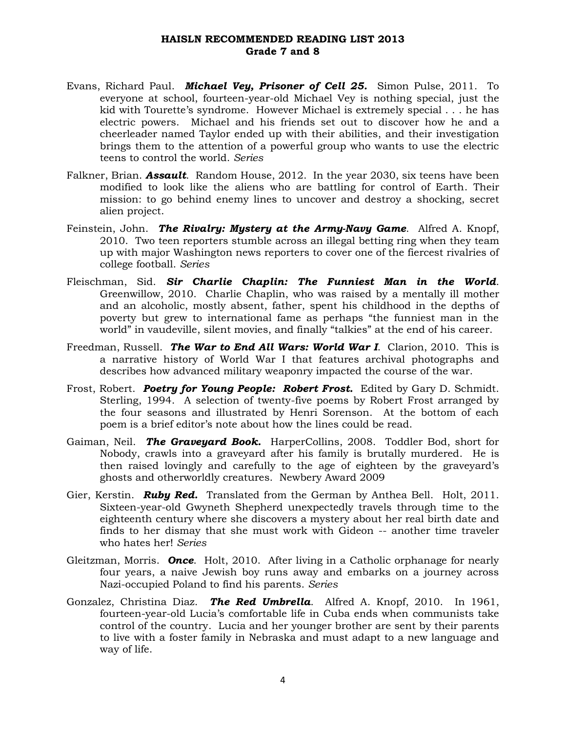**HAISLN RECOMMENDED READING LIST 2013**
**Grade 7 and 8**

Evans, Richard Paul. ***Michael Vey, Prisoner of Cell 25.*** Simon Pulse, 2011. To everyone at school, fourteen-year-old Michael Vey is nothing special, just the kid with Tourette's syndrome. However Michael is extremely special . . . he has electric powers. Michael and his friends set out to discover how he and a cheerleader named Taylor ended up with their abilities, and their investigation brings them to the attention of a powerful group who wants to use the electric teens to control the world. *Series*

Falkner, Brian. ***Assault***. Random House, 2012. In the year 2030, six teens have been modified to look like the aliens who are battling for control of Earth. Their mission: to go behind enemy lines to uncover and destroy a shocking, secret alien project.

Feinstein, John. ***The Rivalry: Mystery at the Army-Navy Game***. Alfred A. Knopf, 2010. Two teen reporters stumble across an illegal betting ring when they team up with major Washington news reporters to cover one of the fiercest rivalries of college football. *Series*

Fleischman, Sid. ***Sir Charlie Chaplin: The Funniest Man in the World***. Greenwillow, 2010. Charlie Chaplin, who was raised by a mentally ill mother and an alcoholic, mostly absent, father, spent his childhood in the depths of poverty but grew to international fame as perhaps "the funniest man in the world" in vaudeville, silent movies, and finally "talkies" at the end of his career.

Freedman, Russell. ***The War to End All Wars: World War I***. Clarion, 2010. This is a narrative history of World War I that features archival photographs and describes how advanced military weaponry impacted the course of the war.

Frost, Robert. ***Poetry for Young People: Robert Frost.*** Edited by Gary D. Schmidt. Sterling, 1994. A selection of twenty-five poems by Robert Frost arranged by the four seasons and illustrated by Henri Sorenson. At the bottom of each poem is a brief editor's note about how the lines could be read.

Gaiman, Neil. ***The Graveyard Book.*** HarperCollins, 2008. Toddler Bod, short for Nobody, crawls into a graveyard after his family is brutally murdered. He is then raised lovingly and carefully to the age of eighteen by the graveyard's ghosts and otherworldly creatures. Newbery Award 2009

Gier, Kerstin. ***Ruby Red.*** Translated from the German by Anthea Bell. Holt, 2011. Sixteen-year-old Gwyneth Shepherd unexpectedly travels through time to the eighteenth century where she discovers a mystery about her real birth date and finds to her dismay that she must work with Gideon -- another time traveler who hates her! *Series*

Gleitzman, Morris. ***Once***. Holt, 2010. After living in a Catholic orphanage for nearly four years, a naive Jewish boy runs away and embarks on a journey across Nazi-occupied Poland to find his parents. *Series*

Gonzalez, Christina Diaz. ***The Red Umbrella***. Alfred A. Knopf, 2010. In 1961, fourteen-year-old Lucia's comfortable life in Cuba ends when communists take control of the country. Lucia and her younger brother are sent by their parents to live with a foster family in Nebraska and must adapt to a new language and way of life.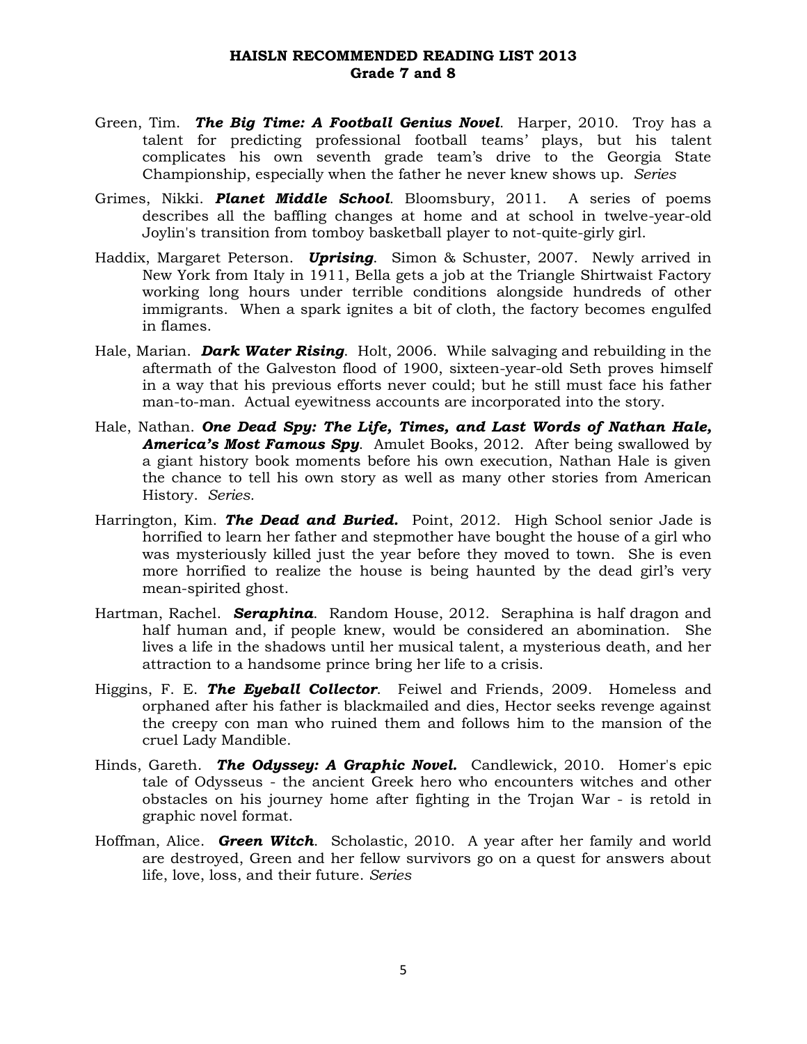**HAISLN RECOMMENDED READING LIST 2013**
**Grade 7 and 8**

Green, Tim. ***The Big Time: A Football Genius Novel***. Harper, 2010. Troy has a talent for predicting professional football teams' plays, but his talent complicates his own seventh grade team's drive to the Georgia State Championship, especially when the father he never knew shows up. *Series*

Grimes, Nikki. ***Planet Middle School***. Bloomsbury, 2011. A series of poems describes all the baffling changes at home and at school in twelve-year-old Joylin's transition from tomboy basketball player to not-quite-girly girl.

Haddix, Margaret Peterson. ***Uprising***. Simon & Schuster, 2007. Newly arrived in New York from Italy in 1911, Bella gets a job at the Triangle Shirtwaist Factory working long hours under terrible conditions alongside hundreds of other immigrants. When a spark ignites a bit of cloth, the factory becomes engulfed in flames.

Hale, Marian. ***Dark Water Rising***. Holt, 2006. While salvaging and rebuilding in the aftermath of the Galveston flood of 1900, sixteen-year-old Seth proves himself in a way that his previous efforts never could; but he still must face his father man-to-man. Actual eyewitness accounts are incorporated into the story.

Hale, Nathan. ***One Dead Spy: The Life, Times, and Last Words of Nathan Hale, America's Most Famous Spy***. Amulet Books, 2012. After being swallowed by a giant history book moments before his own execution, Nathan Hale is given the chance to tell his own story as well as many other stories from American History. *Series.*

Harrington, Kim. ***The Dead and Buried.*** Point, 2012. High School senior Jade is horrified to learn her father and stepmother have bought the house of a girl who was mysteriously killed just the year before they moved to town. She is even more horrified to realize the house is being haunted by the dead girl's very mean-spirited ghost.

Hartman, Rachel. ***Seraphina***. Random House, 2012. Seraphina is half dragon and half human and, if people knew, would be considered an abomination. She lives a life in the shadows until her musical talent, a mysterious death, and her attraction to a handsome prince bring her life to a crisis.

Higgins, F. E. ***The Eyeball Collector***. Feiwel and Friends, 2009. Homeless and orphaned after his father is blackmailed and dies, Hector seeks revenge against the creepy con man who ruined them and follows him to the mansion of the cruel Lady Mandible.

Hinds, Gareth. ***The Odyssey: A Graphic Novel.*** Candlewick, 2010. Homer's epic tale of Odysseus - the ancient Greek hero who encounters witches and other obstacles on his journey home after fighting in the Trojan War - is retold in graphic novel format.

Hoffman, Alice. ***Green Witch***. Scholastic, 2010. A year after her family and world are destroyed, Green and her fellow survivors go on a quest for answers about life, love, loss, and their future. *Series*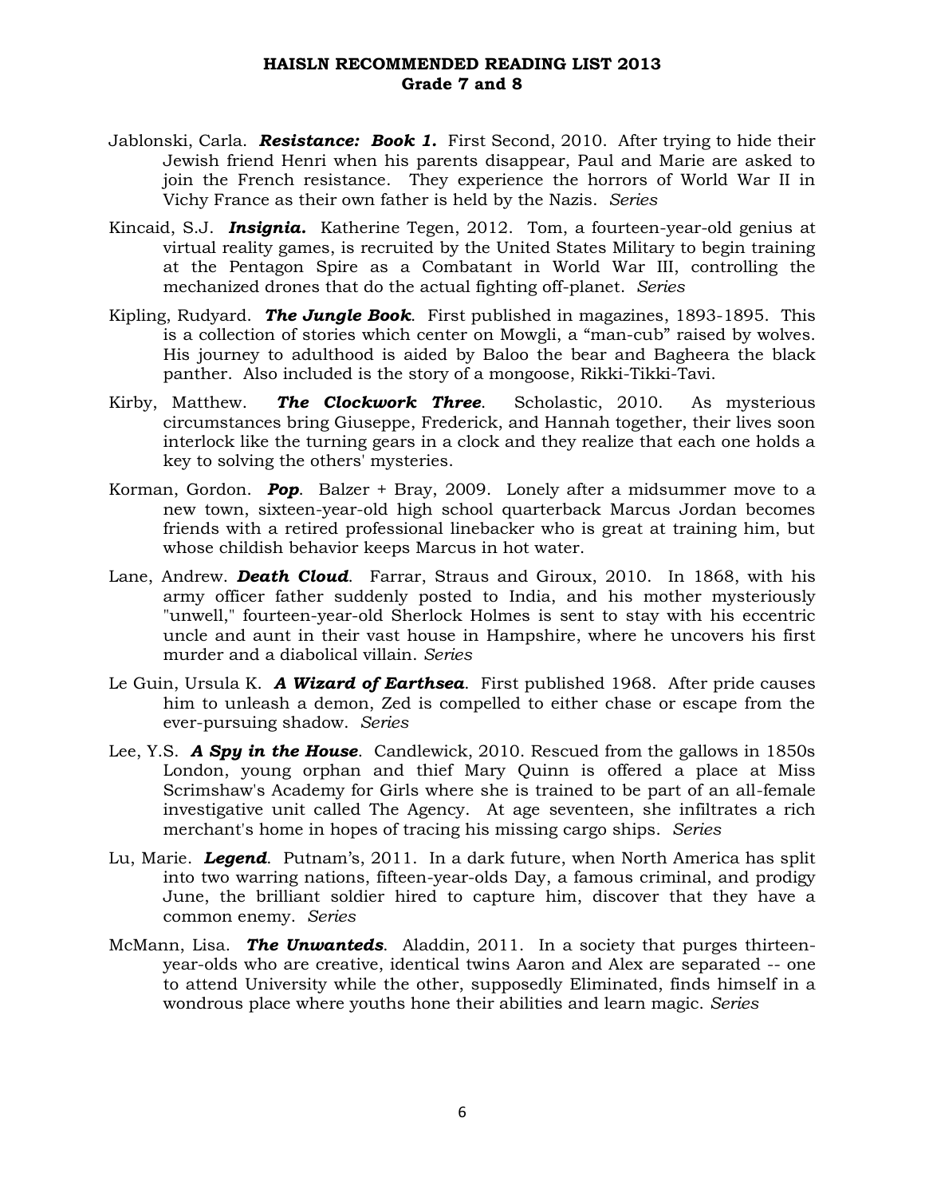**HAISLN RECOMMENDED READING LIST 2013**
**Grade 7 and 8**

Jablonski, Carla. ***Resistance: Book 1.*** First Second, 2010. After trying to hide their Jewish friend Henri when his parents disappear, Paul and Marie are asked to join the French resistance. They experience the horrors of World War II in Vichy France as their own father is held by the Nazis. *Series*

Kincaid, S.J. ***Insignia.*** Katherine Tegen, 2012. Tom, a fourteen-year-old genius at virtual reality games, is recruited by the United States Military to begin training at the Pentagon Spire as a Combatant in World War III, controlling the mechanized drones that do the actual fighting off-planet. *Series*

Kipling, Rudyard. ***The Jungle Book***. First published in magazines, 1893-1895. This is a collection of stories which center on Mowgli, a "man-cub" raised by wolves. His journey to adulthood is aided by Baloo the bear and Bagheera the black panther. Also included is the story of a mongoose, Rikki-Tikki-Tavi.

Kirby, Matthew. ***The Clockwork Three***. Scholastic, 2010. As mysterious circumstances bring Giuseppe, Frederick, and Hannah together, their lives soon interlock like the turning gears in a clock and they realize that each one holds a key to solving the others' mysteries.

Korman, Gordon. ***Pop***. Balzer + Bray, 2009. Lonely after a midsummer move to a new town, sixteen-year-old high school quarterback Marcus Jordan becomes friends with a retired professional linebacker who is great at training him, but whose childish behavior keeps Marcus in hot water.

Lane, Andrew. ***Death Cloud***. Farrar, Straus and Giroux, 2010. In 1868, with his army officer father suddenly posted to India, and his mother mysteriously "unwell," fourteen-year-old Sherlock Holmes is sent to stay with his eccentric uncle and aunt in their vast house in Hampshire, where he uncovers his first murder and a diabolical villain. *Series*

Le Guin, Ursula K. ***A Wizard of Earthsea***. First published 1968. After pride causes him to unleash a demon, Zed is compelled to either chase or escape from the ever-pursuing shadow. *Series*

Lee, Y.S. ***A Spy in the House***. Candlewick, 2010. Rescued from the gallows in 1850s London, young orphan and thief Mary Quinn is offered a place at Miss Scrimshaw's Academy for Girls where she is trained to be part of an all-female investigative unit called The Agency. At age seventeen, she infiltrates a rich merchant's home in hopes of tracing his missing cargo ships. *Series*

Lu, Marie. ***Legend***. Putnam's, 2011. In a dark future, when North America has split into two warring nations, fifteen-year-olds Day, a famous criminal, and prodigy June, the brilliant soldier hired to capture him, discover that they have a common enemy. *Series*

McMann, Lisa. ***The Unwanteds***. Aladdin, 2011. In a society that purges thirteen-year-olds who are creative, identical twins Aaron and Alex are separated -- one to attend University while the other, supposedly Eliminated, finds himself in a wondrous place where youths hone their abilities and learn magic. *Series*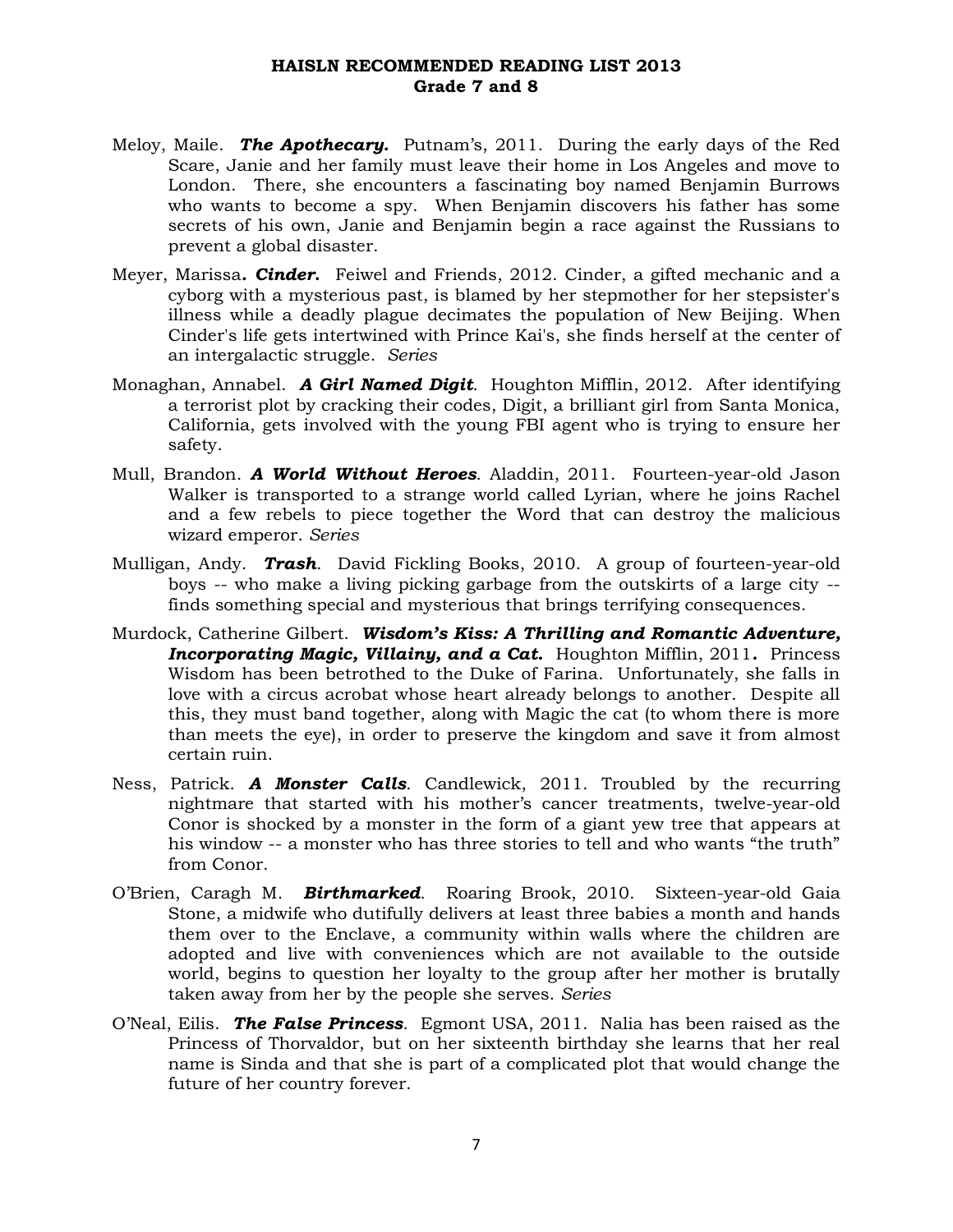**HAISLN RECOMMENDED READING LIST 2013**
**Grade 7 and 8**

Meloy, Maile. ***The Apothecary.*** Putnam's, 2011. During the early days of the Red Scare, Janie and her family must leave their home in Los Angeles and move to London. There, she encounters a fascinating boy named Benjamin Burrows who wants to become a spy. When Benjamin discovers his father has some secrets of his own, Janie and Benjamin begin a race against the Russians to prevent a global disaster.

Meyer, Marissa***. Cinder.*** Feiwel and Friends, 2012. Cinder, a gifted mechanic and a cyborg with a mysterious past, is blamed by her stepmother for her stepsister's illness while a deadly plague decimates the population of New Beijing. When Cinder's life gets intertwined with Prince Kai's, she finds herself at the center of an intergalactic struggle. *Series*

Monaghan, Annabel. ***A Girl Named Digit***. Houghton Mifflin, 2012. After identifying a terrorist plot by cracking their codes, Digit, a brilliant girl from Santa Monica, California, gets involved with the young FBI agent who is trying to ensure her safety.

Mull, Brandon. ***A World Without Heroes***. Aladdin, 2011. Fourteen-year-old Jason Walker is transported to a strange world called Lyrian, where he joins Rachel and a few rebels to piece together the Word that can destroy the malicious wizard emperor. *Series*

Mulligan, Andy. ***Trash***. David Fickling Books, 2010. A group of fourteen-year-old boys -- who make a living picking garbage from the outskirts of a large city -- finds something special and mysterious that brings terrifying consequences.

Murdock, Catherine Gilbert. ***Wisdom's Kiss: A Thrilling and Romantic Adventure, Incorporating Magic, Villainy, and a Cat.*** Houghton Mifflin, 2011***.*** Princess Wisdom has been betrothed to the Duke of Farina. Unfortunately, she falls in love with a circus acrobat whose heart already belongs to another. Despite all this, they must band together, along with Magic the cat (to whom there is more than meets the eye), in order to preserve the kingdom and save it from almost certain ruin.

Ness, Patrick. ***A Monster Calls***. Candlewick, 2011. Troubled by the recurring nightmare that started with his mother's cancer treatments, twelve-year-old Conor is shocked by a monster in the form of a giant yew tree that appears at his window -- a monster who has three stories to tell and who wants "the truth" from Conor.

O'Brien, Caragh M. ***Birthmarked***. Roaring Brook, 2010. Sixteen-year-old Gaia Stone, a midwife who dutifully delivers at least three babies a month and hands them over to the Enclave, a community within walls where the children are adopted and live with conveniences which are not available to the outside world, begins to question her loyalty to the group after her mother is brutally taken away from her by the people she serves. *Series*

O'Neal, Eilis. ***The False Princess***. Egmont USA, 2011. Nalia has been raised as the Princess of Thorvaldor, but on her sixteenth birthday she learns that her real name is Sinda and that she is part of a complicated plot that would change the future of her country forever.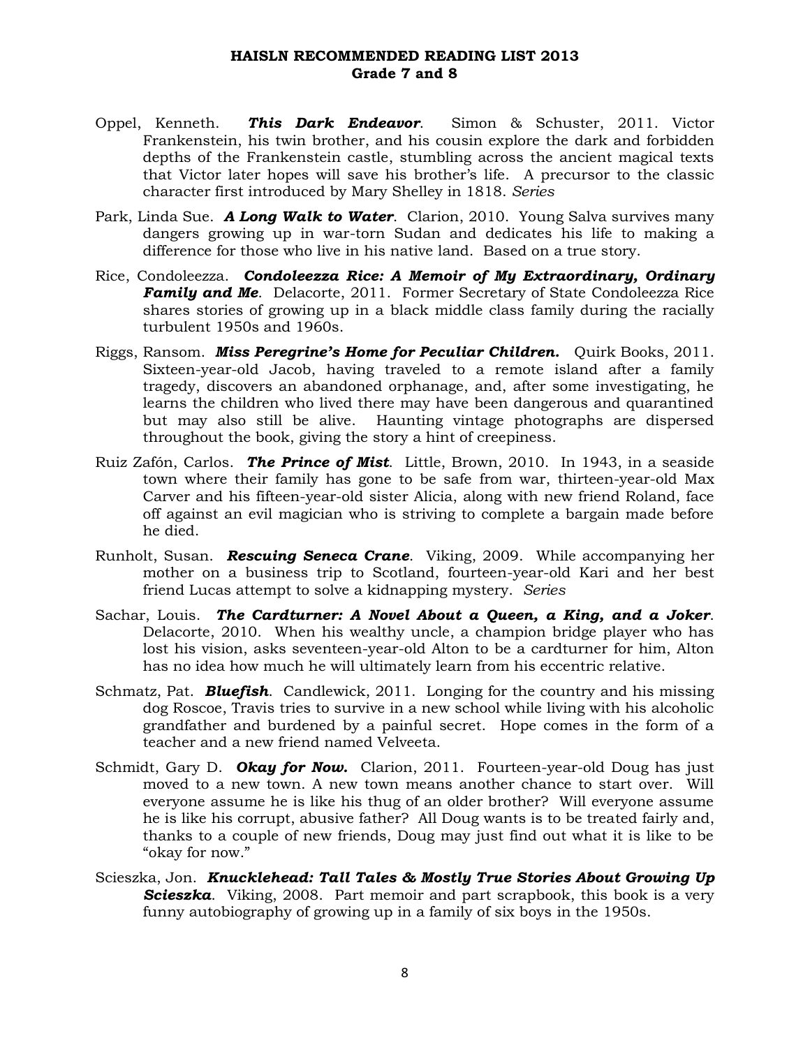**HAISLN RECOMMENDED READING LIST 2013**
**Grade 7 and 8**

Oppel, Kenneth. ***This Dark Endeavor***. Simon & Schuster, 2011. Victor Frankenstein, his twin brother, and his cousin explore the dark and forbidden depths of the Frankenstein castle, stumbling across the ancient magical texts that Victor later hopes will save his brother's life. A precursor to the classic character first introduced by Mary Shelley in 1818. *Series*

Park, Linda Sue. ***A Long Walk to Water***. Clarion, 2010. Young Salva survives many dangers growing up in war-torn Sudan and dedicates his life to making a difference for those who live in his native land. Based on a true story.

Rice, Condoleezza. ***Condoleezza Rice: A Memoir of My Extraordinary, Ordinary Family and Me***. Delacorte, 2011. Former Secretary of State Condoleezza Rice shares stories of growing up in a black middle class family during the racially turbulent 1950s and 1960s.

Riggs, Ransom. ***Miss Peregrine's Home for Peculiar Children.*** Quirk Books, 2011. Sixteen-year-old Jacob, having traveled to a remote island after a family tragedy, discovers an abandoned orphanage, and, after some investigating, he learns the children who lived there may have been dangerous and quarantined but may also still be alive. Haunting vintage photographs are dispersed throughout the book, giving the story a hint of creepiness.

Ruiz Zafón, Carlos. ***The Prince of Mist***. Little, Brown, 2010. In 1943, in a seaside town where their family has gone to be safe from war, thirteen-year-old Max Carver and his fifteen-year-old sister Alicia, along with new friend Roland, face off against an evil magician who is striving to complete a bargain made before he died.

Runholt, Susan. ***Rescuing Seneca Crane***. Viking, 2009. While accompanying her mother on a business trip to Scotland, fourteen-year-old Kari and her best friend Lucas attempt to solve a kidnapping mystery. *Series*

Sachar, Louis. ***The Cardturner: A Novel About a Queen, a King, and a Joker***. Delacorte, 2010. When his wealthy uncle, a champion bridge player who has lost his vision, asks seventeen-year-old Alton to be a cardturner for him, Alton has no idea how much he will ultimately learn from his eccentric relative.

Schmatz, Pat. ***Bluefish***. Candlewick, 2011. Longing for the country and his missing dog Roscoe, Travis tries to survive in a new school while living with his alcoholic grandfather and burdened by a painful secret. Hope comes in the form of a teacher and a new friend named Velveeta.

Schmidt, Gary D. ***Okay for Now.*** Clarion, 2011. Fourteen-year-old Doug has just moved to a new town. A new town means another chance to start over. Will everyone assume he is like his thug of an older brother? Will everyone assume he is like his corrupt, abusive father? All Doug wants is to be treated fairly and, thanks to a couple of new friends, Doug may just find out what it is like to be "okay for now."

Scieszka, Jon. ***Knucklehead: Tall Tales & Mostly True Stories About Growing Up Scieszka***. Viking, 2008. Part memoir and part scrapbook, this book is a very funny autobiography of growing up in a family of six boys in the 1950s.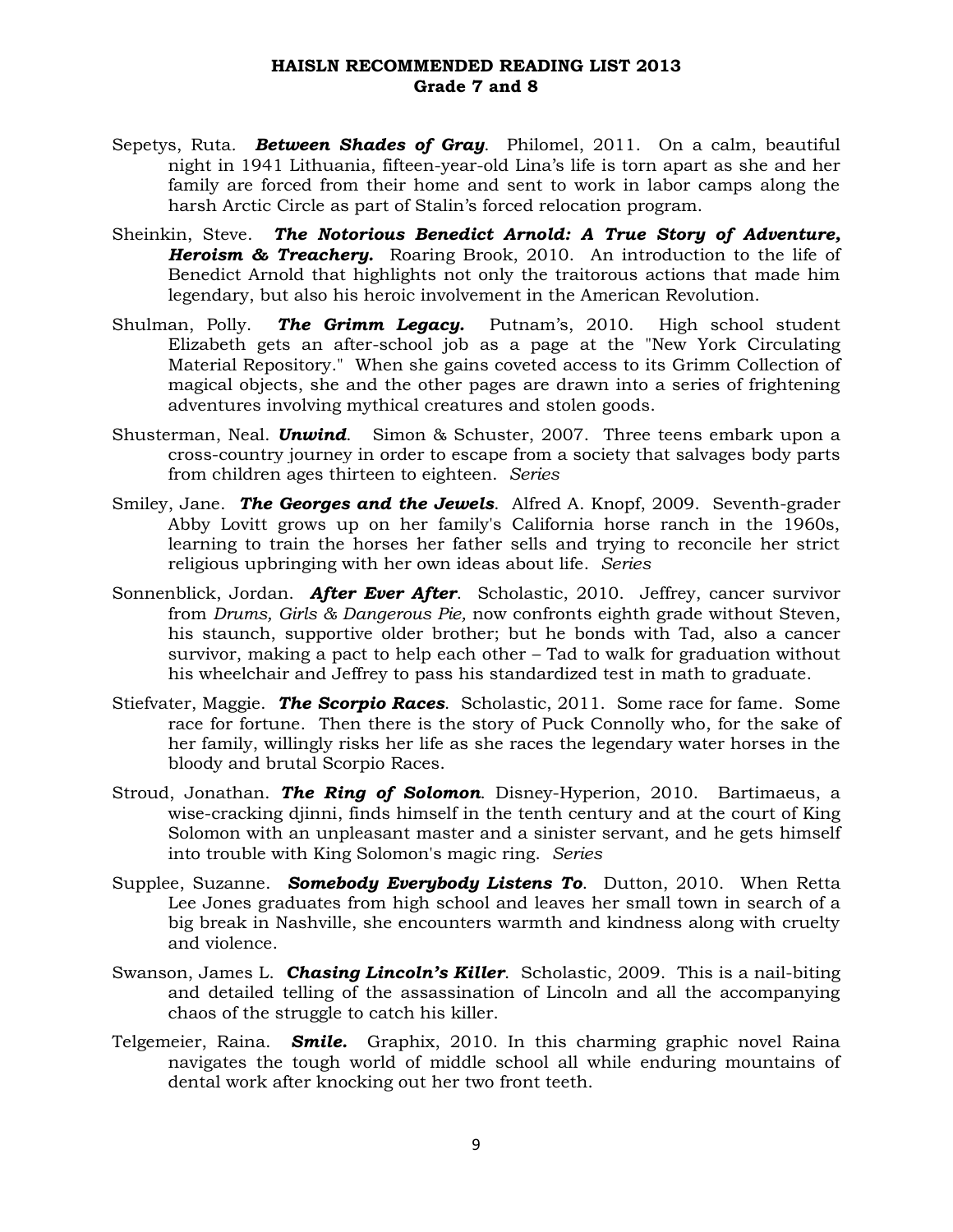**HAISLN RECOMMENDED READING LIST 2013**
**Grade 7 and 8**

Sepetys, Ruta. ***Between Shades of Gray***. Philomel, 2011. On a calm, beautiful night in 1941 Lithuania, fifteen-year-old Lina's life is torn apart as she and her family are forced from their home and sent to work in labor camps along the harsh Arctic Circle as part of Stalin's forced relocation program.

Sheinkin, Steve. ***The Notorious Benedict Arnold: A True Story of Adventure, Heroism & Treachery.*** Roaring Brook, 2010. An introduction to the life of Benedict Arnold that highlights not only the traitorous actions that made him legendary, but also his heroic involvement in the American Revolution.

Shulman, Polly. ***The Grimm Legacy.*** Putnam's, 2010. High school student Elizabeth gets an after-school job as a page at the "New York Circulating Material Repository." When she gains coveted access to its Grimm Collection of magical objects, she and the other pages are drawn into a series of frightening adventures involving mythical creatures and stolen goods.

Shusterman, Neal. ***Unwind***. Simon & Schuster, 2007. Three teens embark upon a cross-country journey in order to escape from a society that salvages body parts from children ages thirteen to eighteen. *Series*

Smiley, Jane. ***The Georges and the Jewels***. Alfred A. Knopf, 2009. Seventh-grader Abby Lovitt grows up on her family's California horse ranch in the 1960s, learning to train the horses her father sells and trying to reconcile her strict religious upbringing with her own ideas about life. *Series*

Sonnenblick, Jordan. ***After Ever After***. Scholastic, 2010. Jeffrey, cancer survivor from *Drums, Girls & Dangerous Pie,* now confronts eighth grade without Steven, his staunch, supportive older brother; but he bonds with Tad, also a cancer survivor, making a pact to help each other – Tad to walk for graduation without his wheelchair and Jeffrey to pass his standardized test in math to graduate.

Stiefvater, Maggie. ***The Scorpio Races***. Scholastic, 2011. Some race for fame. Some race for fortune. Then there is the story of Puck Connolly who, for the sake of her family, willingly risks her life as she races the legendary water horses in the bloody and brutal Scorpio Races.

Stroud, Jonathan. ***The Ring of Solomon***. Disney-Hyperion, 2010. Bartimaeus, a wise-cracking djinni, finds himself in the tenth century and at the court of King Solomon with an unpleasant master and a sinister servant, and he gets himself into trouble with King Solomon's magic ring. *Series*

Supplee, Suzanne. ***Somebody Everybody Listens To***. Dutton, 2010. When Retta Lee Jones graduates from high school and leaves her small town in search of a big break in Nashville, she encounters warmth and kindness along with cruelty and violence.

Swanson, James L. ***Chasing Lincoln's Killer***. Scholastic, 2009. This is a nail-biting and detailed telling of the assassination of Lincoln and all the accompanying chaos of the struggle to catch his killer.

Telgemeier, Raina. ***Smile.*** Graphix, 2010. In this charming graphic novel Raina navigates the tough world of middle school all while enduring mountains of dental work after knocking out her two front teeth.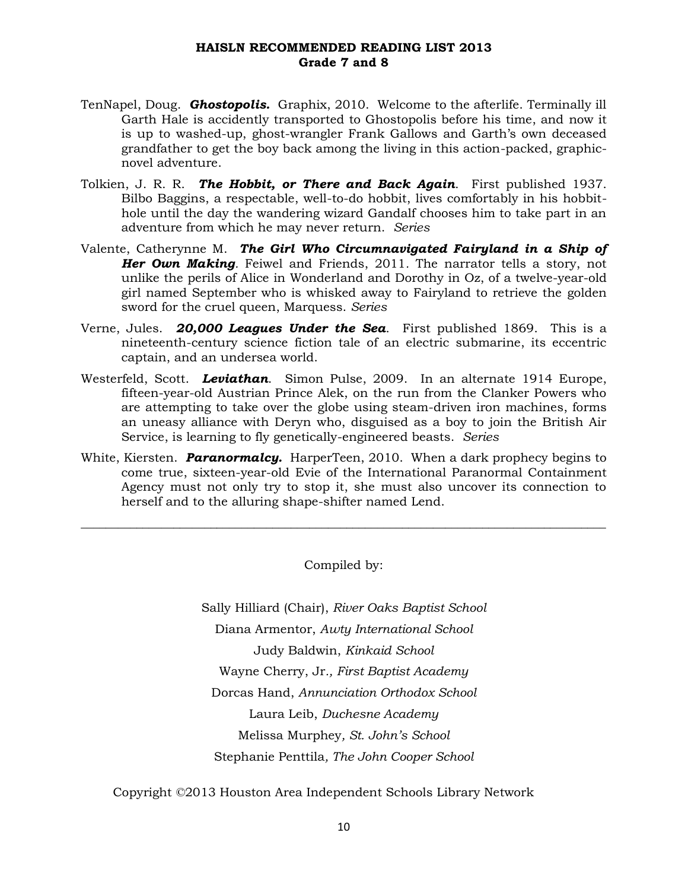**HAISLN RECOMMENDED READING LIST 2013**
**Grade 7 and 8**

TenNapel, Doug. ***Ghostopolis.*** Graphix, 2010. Welcome to the afterlife. Terminally ill Garth Hale is accidently transported to Ghostopolis before his time, and now it is up to washed-up, ghost-wrangler Frank Gallows and Garth's own deceased grandfather to get the boy back among the living in this action-packed, graphic-novel adventure.

Tolkien, J. R. R. ***The Hobbit, or There and Back Again***. First published 1937. Bilbo Baggins, a respectable, well-to-do hobbit, lives comfortably in his hobbit-hole until the day the wandering wizard Gandalf chooses him to take part in an adventure from which he may never return. *Series*

Valente, Catherynne M. ***The Girl Who Circumnavigated Fairyland in a Ship of Her Own Making***. Feiwel and Friends, 2011. The narrator tells a story, not unlike the perils of Alice in Wonderland and Dorothy in Oz, of a twelve-year-old girl named September who is whisked away to Fairyland to retrieve the golden sword for the cruel queen, Marquess. *Series*

Verne, Jules. ***20,000 Leagues Under the Sea***. First published 1869. This is a nineteenth-century science fiction tale of an electric submarine, its eccentric captain, and an undersea world.

Westerfeld, Scott. ***Leviathan***. Simon Pulse, 2009. In an alternate 1914 Europe, fifteen-year-old Austrian Prince Alek, on the run from the Clanker Powers who are attempting to take over the globe using steam-driven iron machines, forms an uneasy alliance with Deryn who, disguised as a boy to join the British Air Service, is learning to fly genetically-engineered beasts. *Series*

White, Kiersten. ***Paranormalcy.*** HarperTeen, 2010. When a dark prophecy begins to come true, sixteen-year-old Evie of the International Paranormal Containment Agency must not only try to stop it, she must also uncover its connection to herself and to the alluring shape-shifter named Lend.

---

Compiled by:

Sally Hilliard (Chair), *River Oaks Baptist School*

Diana Armentor, *Awty International School*

Judy Baldwin, *Kinkaid School*

Wayne Cherry, Jr*., First Baptist Academy*

Dorcas Hand, *Annunciation Orthodox School*

Laura Leib, *Duchesne Academy*

Melissa Murphey*, St. John's School*

Stephanie Penttila*, The John Cooper School*

Copyright ©2013 Houston Area Independent Schools Library Network